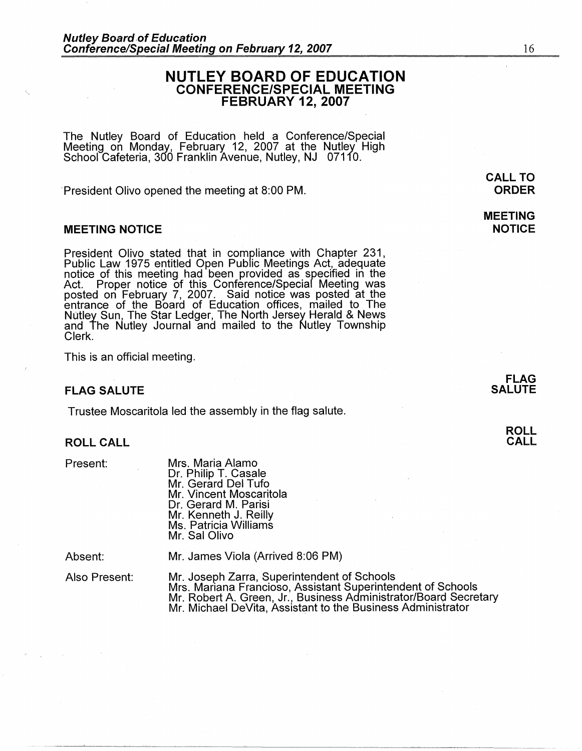# NUTLEY BOARD OF EDUCATION
## CONFERENCE/SPECIAL MEETING
## FEBRUARY 12, 2007

The Nutley Board of Education held a Conference/Special Meeting on Monday, February 12, 2007 at the Nutley High School Cafeteria, 300 Franklin Avenue, Nutley, NJ 07110.

**CALL TO ORDER**

President Olivo opened the meeting at 8:00 PM.

### MEETING NOTICE

President Olivo stated that in compliance with Chapter 231, Public Law 1975 entitled Open Public Meetings Act, adequate notice of this meeting had been provided as specified in the Act. Proper notice of this Conference/Special Meeting was posted on February 7, 2007. Said notice was posted at the entrance of the Board of Education offices, mailed to The Nutley Sun, The Star Ledger, The North Jersey Herald & News and The Nutley Journal and mailed to the Nutley Township Clerk.

This is an official meeting.

### FLAG SALUTE

Trustee Moscaritola led the assembly in the flag salute.

### ROLL CALL

Present:
- Mrs. Maria Alamo
- Dr. Philip T. Casale
- Mr. Gerard Del Tufo
- Mr. Vincent Moscaritola
- Dr. Gerard M. Parisi
- Mr. Kenneth J. Reilly
- Ms. Patricia Williams
- Mr. Sal Olivo

Absent:
- Mr. James Viola (Arrived 8:06 PM)

Also Present:
- Mr. Joseph Zarra, Superintendent of Schools
- Mrs. Mariana Francioso, Assistant Superintendent of Schools
- Mr. Robert A. Green, Jr., Business Administrator/Board Secretary
- Mr. Michael DeVita, Assistant to the Business Administrator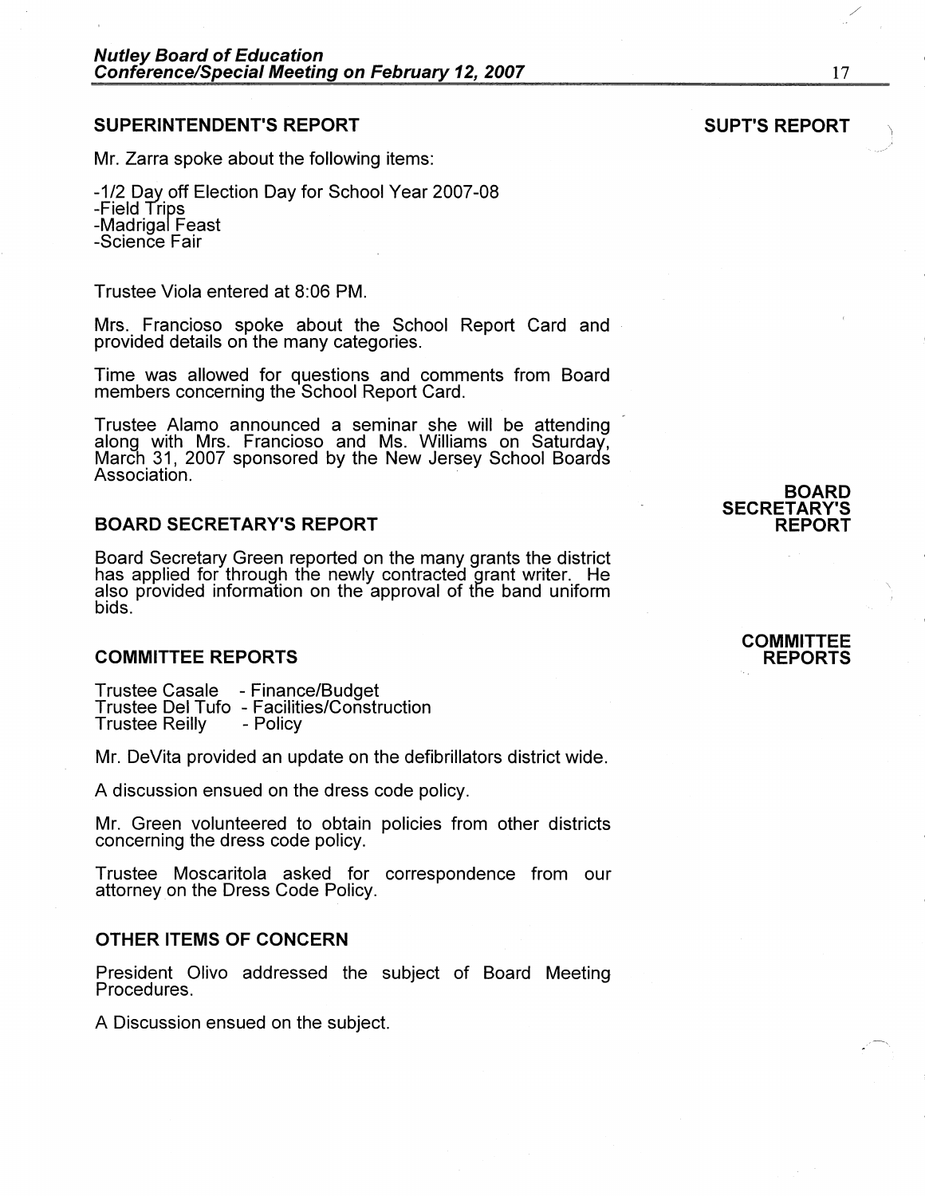## SUPERINTENDENT'S REPORT

**SUPT'S REPORT**

Mr. Zarra spoke about the following items:

-1/2 Day off Election Day for School Year 2007-08
-Field Trips
-Madrigal Feast
-Science Fair

Trustee Viola entered at 8:06 PM.

Mrs. Francioso spoke about the School Report Card and provided details on the many categories.

Time was allowed for questions and comments from Board members concerning the School Report Card.

Trustee Alamo announced a seminar she will be attending along with Mrs. Francioso and Ms. Williams on Saturday, March 31, 2007 sponsored by the New Jersey School Boards Association.

## BOARD SECRETARY'S REPORT

**BOARD SECRETARY'S REPORT**

Board Secretary Green reported on the many grants the district has applied for through the newly contracted grant writer. He also provided information on the approval of the band uniform bids.

## COMMITTEE REPORTS

**COMMITTEE REPORTS**

Trustee Casale - Finance/Budget
Trustee Del Tufo - Facilities/Construction
Trustee Reilly - Policy

Mr. DeVita provided an update on the defibrillators district wide.

A discussion ensued on the dress code policy.

Mr. Green volunteered to obtain policies from other districts concerning the dress code policy.

Trustee Moscaritola asked for correspondence from our attorney on the Dress Code Policy.

## OTHER ITEMS OF CONCERN

President Olivo addressed the subject of Board Meeting Procedures.

A Discussion ensued on the subject.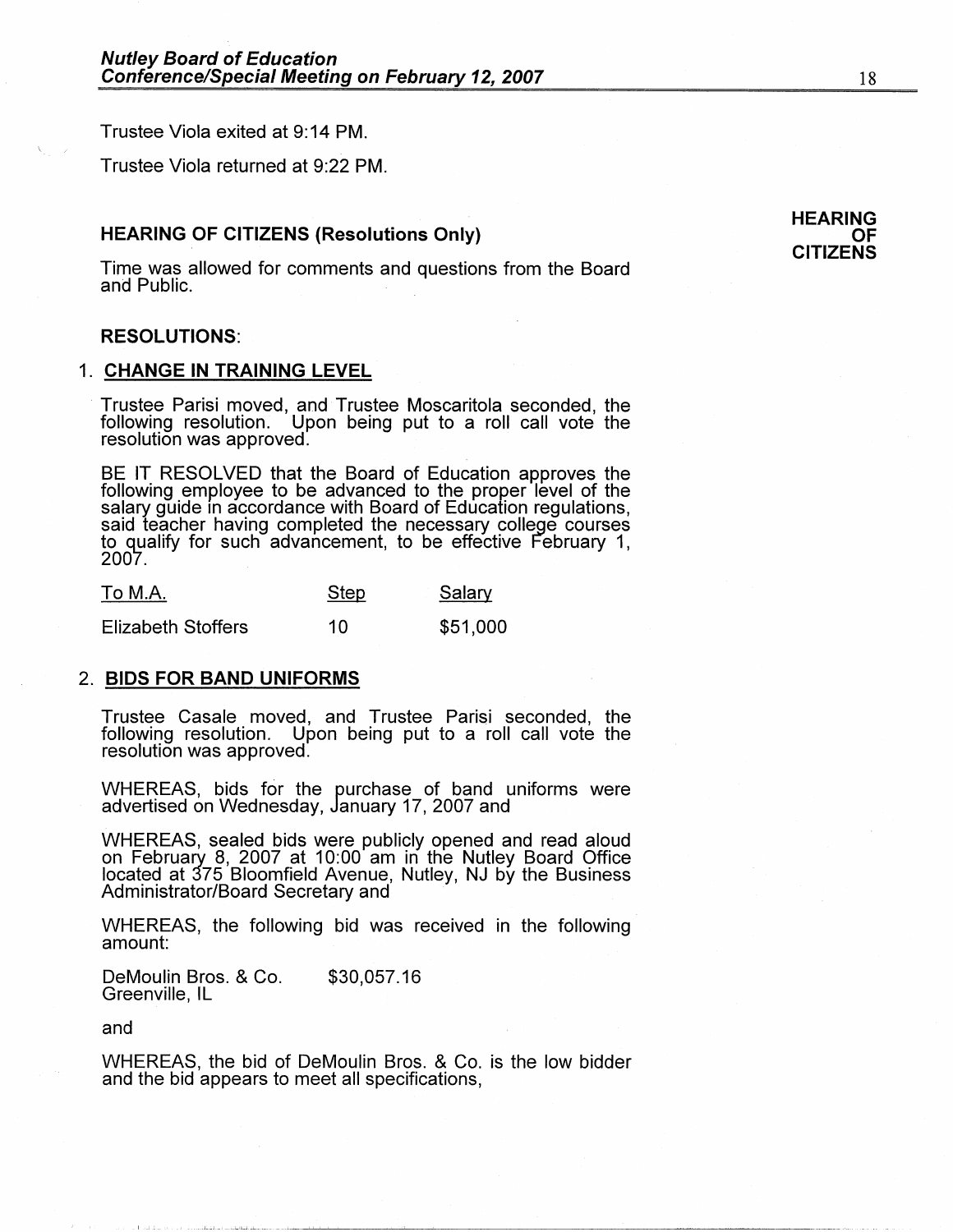Trustee Viola exited at 9:14 PM.

Trustee Viola returned at 9:22 PM.

## HEARING OF CITIZENS (Resolutions Only)

**HEARING OF CITIZENS**

Time was allowed for comments and questions from the Board and Public.

### RESOLUTIONS:

1. **CHANGE IN TRAINING LEVEL**

Trustee Parisi moved, and Trustee Moscaritola seconded, the following resolution. Upon being put to a roll call vote the resolution was approved.

BE IT RESOLVED that the Board of Education approves the following employee to be advanced to the proper level of the salary guide in accordance with Board of Education regulations, said teacher having completed the necessary college courses to qualify for such advancement, to be effective February 1, 2007.

| To M.A. | Step | Salary |
|---|---|---|
| Elizabeth Stoffers | 10 | $51,000 |

2. **BIDS FOR BAND UNIFORMS**

Trustee Casale moved, and Trustee Parisi seconded, the following resolution. Upon being put to a roll call vote the resolution was approved.

WHEREAS, bids for the purchase of band uniforms were advertised on Wednesday, January 17, 2007 and

WHEREAS, sealed bids were publicly opened and read aloud on February 8, 2007 at 10:00 am in the Nutley Board Office located at 375 Bloomfield Avenue, Nutley, NJ by the Business Administrator/Board Secretary and

WHEREAS, the following bid was received in the following amount:

DeMoulin Bros. & Co. $30,057.16
Greenville, IL

and

WHEREAS, the bid of DeMoulin Bros. & Co. is the low bidder and the bid appears to meet all specifications,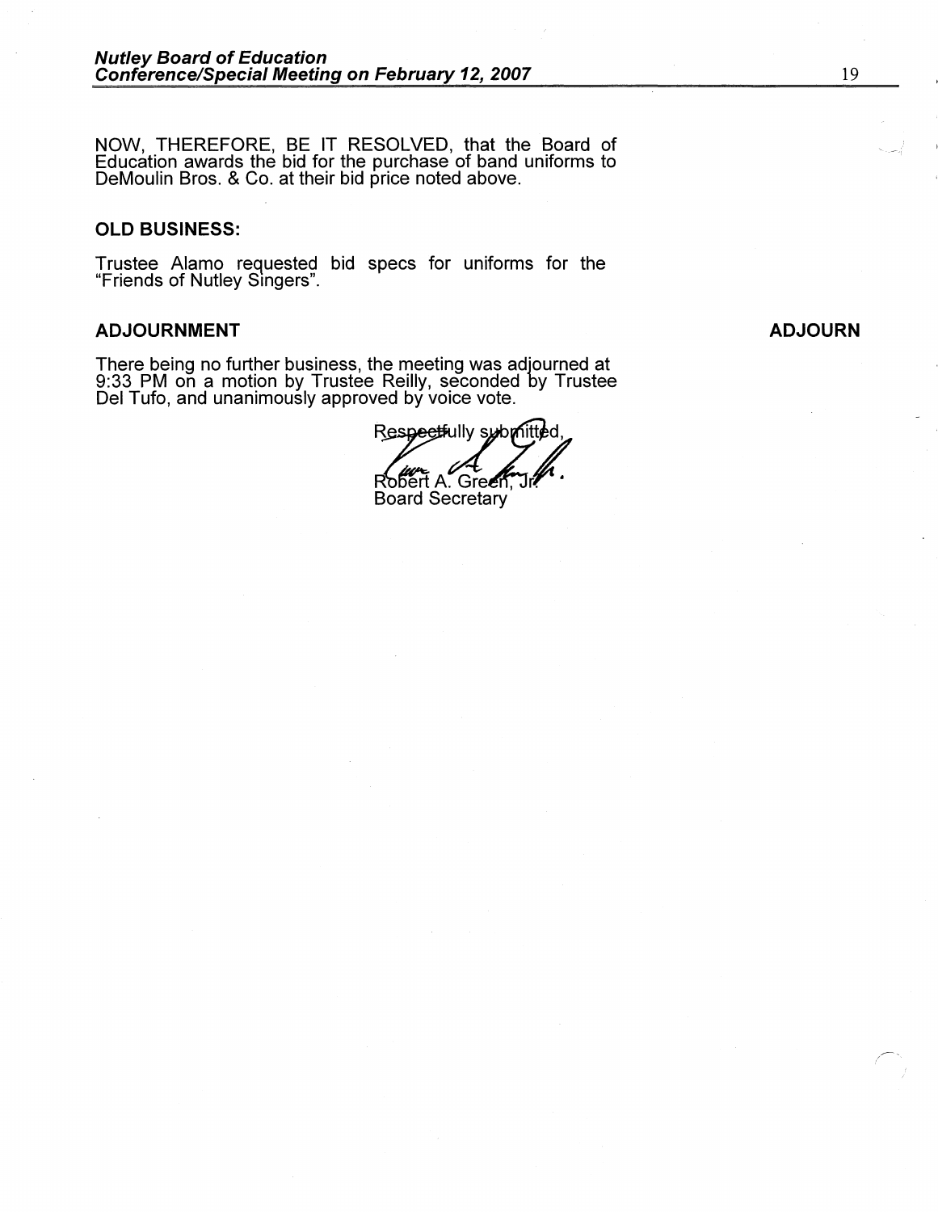NOW, THEREFORE, BE IT RESOLVED, that the Board of Education awards the bid for the purchase of band uniforms to DeMoulin Bros. & Co. at their bid price noted above.

**OLD BUSINESS:**

Trustee Alamo requested bid specs for uniforms for the "Friends of Nutley Singers".

**ADJOURNMENT**

**ADJOURN**

There being no further business, the meeting was adjourned at 9:33 PM on a motion by Trustee Reilly, seconded by Trustee Del Tufo, and unanimously approved by voice vote.

Respectfully submitted,

Robert A. Green, Jr.
Board Secretary